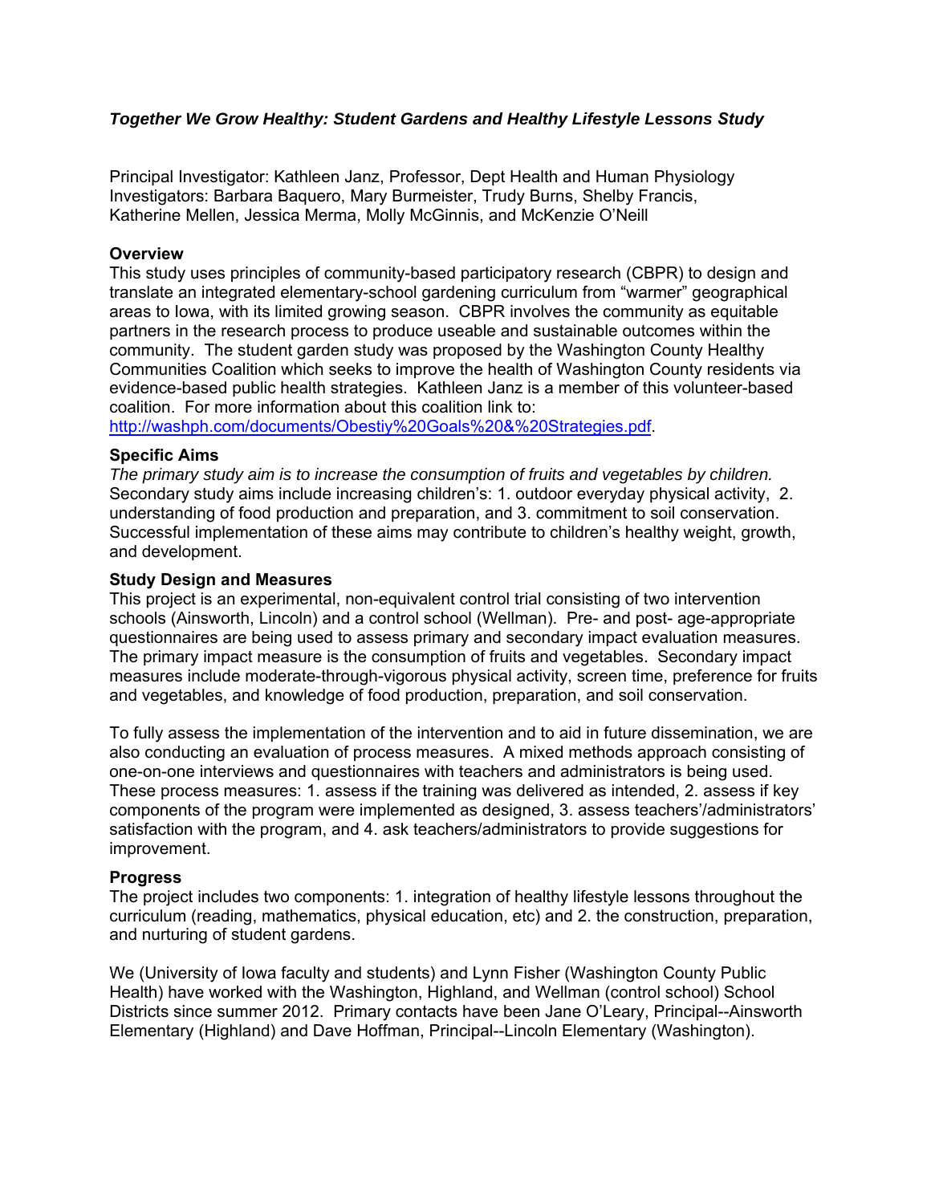***Together We Grow Healthy: Student Gardens and Healthy Lifestyle Lessons Study***

Principal Investigator: Kathleen Janz, Professor, Dept Health and Human Physiology
Investigators: Barbara Baquero, Mary Burmeister, Trudy Burns, Shelby Francis, Katherine Mellen, Jessica Merma, Molly McGinnis, and McKenzie O'Neill

## Overview

This study uses principles of community-based participatory research (CBPR) to design and translate an integrated elementary-school gardening curriculum from "warmer" geographical areas to Iowa, with its limited growing season. CBPR involves the community as equitable partners in the research process to produce useable and sustainable outcomes within the community. The student garden study was proposed by the Washington County Healthy Communities Coalition which seeks to improve the health of Washington County residents via evidence-based public health strategies. Kathleen Janz is a member of this volunteer-based coalition. For more information about this coalition link to: http://washph.com/documents/Obestiy%20Goals%20&%20Strategies.pdf.

## Specific Aims

*The primary study aim is to increase the consumption of fruits and vegetables by children.* Secondary study aims include increasing children's: 1. outdoor everyday physical activity, 2. understanding of food production and preparation, and 3. commitment to soil conservation. Successful implementation of these aims may contribute to children's healthy weight, growth, and development.

## Study Design and Measures

This project is an experimental, non-equivalent control trial consisting of two intervention schools (Ainsworth, Lincoln) and a control school (Wellman). Pre- and post- age-appropriate questionnaires are being used to assess primary and secondary impact evaluation measures. The primary impact measure is the consumption of fruits and vegetables. Secondary impact measures include moderate-through-vigorous physical activity, screen time, preference for fruits and vegetables, and knowledge of food production, preparation, and soil conservation.

To fully assess the implementation of the intervention and to aid in future dissemination, we are also conducting an evaluation of process measures. A mixed methods approach consisting of one-on-one interviews and questionnaires with teachers and administrators is being used. These process measures: 1. assess if the training was delivered as intended, 2. assess if key components of the program were implemented as designed, 3. assess teachers'/administrators' satisfaction with the program, and 4. ask teachers/administrators to provide suggestions for improvement.

## Progress

The project includes two components: 1. integration of healthy lifestyle lessons throughout the curriculum (reading, mathematics, physical education, etc) and 2. the construction, preparation, and nurturing of student gardens.

We (University of Iowa faculty and students) and Lynn Fisher (Washington County Public Health) have worked with the Washington, Highland, and Wellman (control school) School Districts since summer 2012. Primary contacts have been Jane O'Leary, Principal--Ainsworth Elementary (Highland) and Dave Hoffman, Principal--Lincoln Elementary (Washington).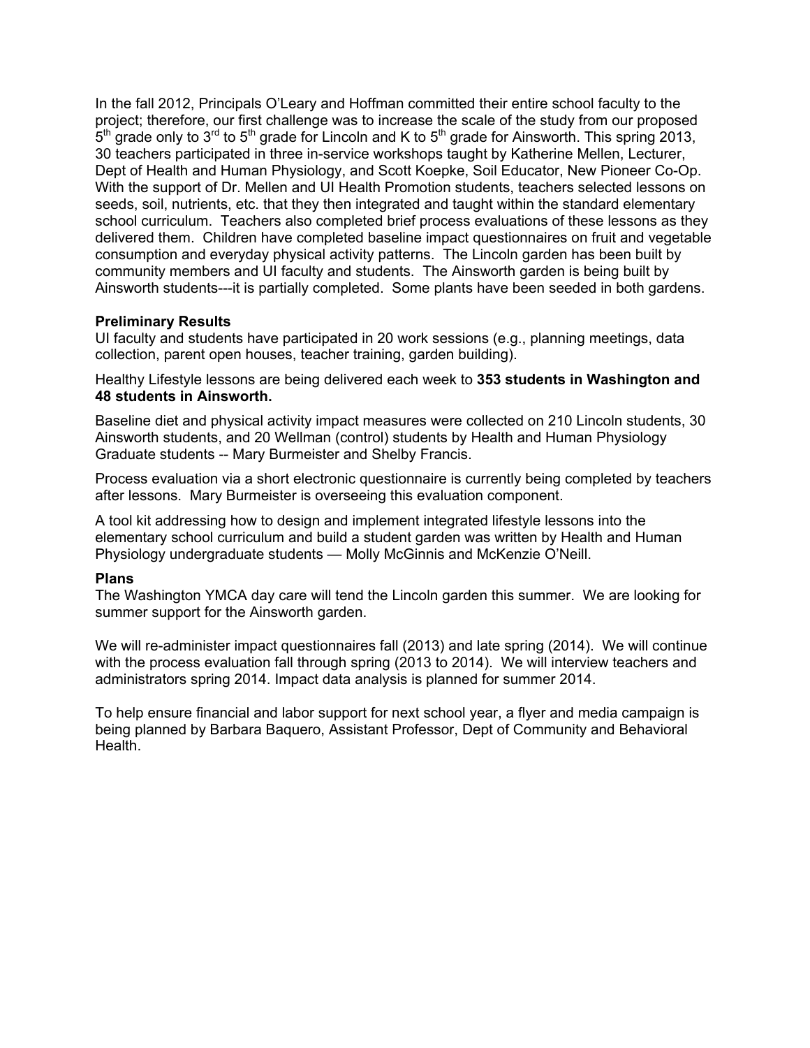In the fall 2012, Principals O'Leary and Hoffman committed their entire school faculty to the project; therefore, our first challenge was to increase the scale of the study from our proposed 5th grade only to 3rd to 5th grade for Lincoln and K to 5th grade for Ainsworth. This spring 2013, 30 teachers participated in three in-service workshops taught by Katherine Mellen, Lecturer, Dept of Health and Human Physiology, and Scott Koepke, Soil Educator, New Pioneer Co-Op. With the support of Dr. Mellen and UI Health Promotion students, teachers selected lessons on seeds, soil, nutrients, etc. that they then integrated and taught within the standard elementary school curriculum. Teachers also completed brief process evaluations of these lessons as they delivered them. Children have completed baseline impact questionnaires on fruit and vegetable consumption and everyday physical activity patterns. The Lincoln garden has been built by community members and UI faculty and students. The Ainsworth garden is being built by Ainsworth students---it is partially completed. Some plants have been seeded in both gardens.

**Preliminary Results**

UI faculty and students have participated in 20 work sessions (e.g., planning meetings, data collection, parent open houses, teacher training, garden building).

Healthy Lifestyle lessons are being delivered each week to **353 students in Washington and 48 students in Ainsworth.**

Baseline diet and physical activity impact measures were collected on 210 Lincoln students, 30 Ainsworth students, and 20 Wellman (control) students by Health and Human Physiology Graduate students -- Mary Burmeister and Shelby Francis.

Process evaluation via a short electronic questionnaire is currently being completed by teachers after lessons. Mary Burmeister is overseeing this evaluation component.

A tool kit addressing how to design and implement integrated lifestyle lessons into the elementary school curriculum and build a student garden was written by Health and Human Physiology undergraduate students — Molly McGinnis and McKenzie O'Neill.

**Plans**

The Washington YMCA day care will tend the Lincoln garden this summer. We are looking for summer support for the Ainsworth garden.

We will re-administer impact questionnaires fall (2013) and late spring (2014). We will continue with the process evaluation fall through spring (2013 to 2014). We will interview teachers and administrators spring 2014. Impact data analysis is planned for summer 2014.

To help ensure financial and labor support for next school year, a flyer and media campaign is being planned by Barbara Baquero, Assistant Professor, Dept of Community and Behavioral Health.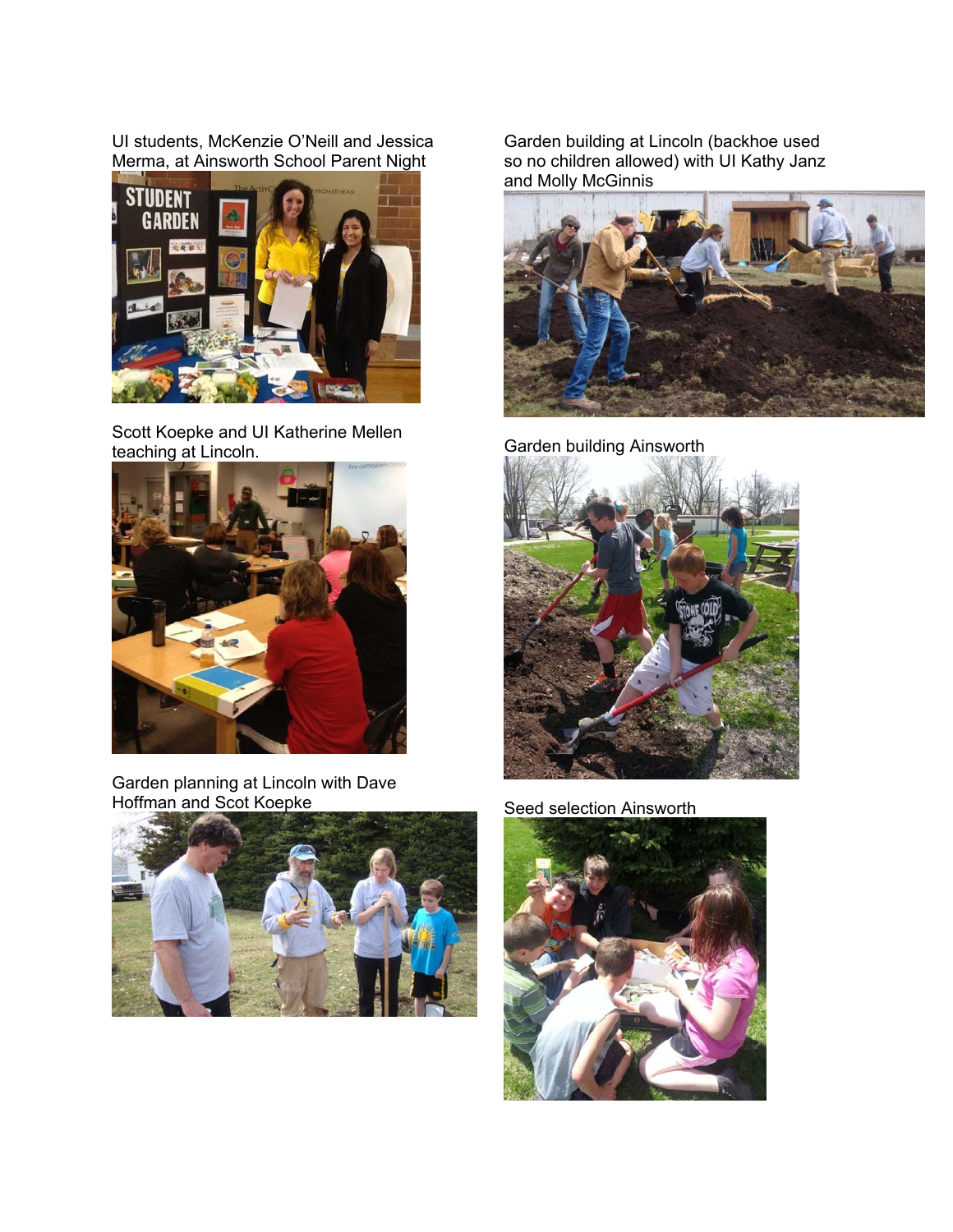UI students, McKenzie O'Neill and Jessica Merma, at Ainsworth School Parent Night

Garden building at Lincoln (backhoe used so no children allowed) with UI Kathy Janz and Molly McGinnis

Scott Koepke and UI Katherine Mellen teaching at Lincoln.

Garden building Ainsworth

Garden planning at Lincoln with Dave Hoffman and Scot Koepke

Seed selection Ainsworth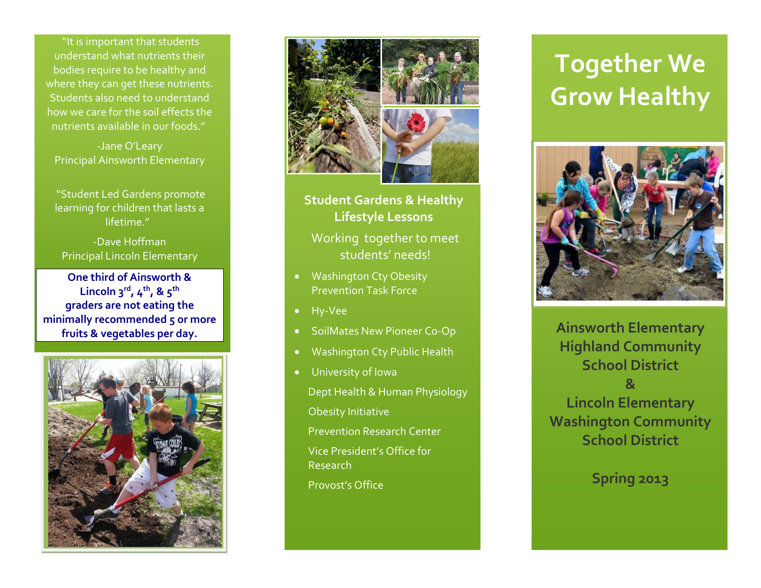"It is important that students understand what nutrients their bodies require to be healthy and where they can get these nutrients. Students also need to understand how we care for the soil effects the nutrients available in our foods."

-Jane O'Leary
Principal Ainsworth Elementary

"Student Led Gardens promote learning for children that lasts a lifetime."

-Dave Hoffman
Principal Lincoln Elementary

**One third of Ainsworth & Lincoln 3rd, 4th, & 5th graders are not eating the minimally recommended 5 or more fruits & vegetables per day.**

## Student Gardens & Healthy Lifestyle Lessons

Working together to meet students' needs!

- Washington Cty Obesity Prevention Task Force
- Hy-Vee
- SoilMates New Pioneer Co-Op
- Washington Cty Public Health
- University of Iowa

  Dept Health & Human Physiology

  Obesity Initiative

  Prevention Research Center

  Vice President's Office for Research

  Provost's Office

# Together We Grow Healthy

**Ainsworth Elementary**
**Highland Community School District**
**&**
**Lincoln Elementary**
**Washington Community School District**

**Spring 2013**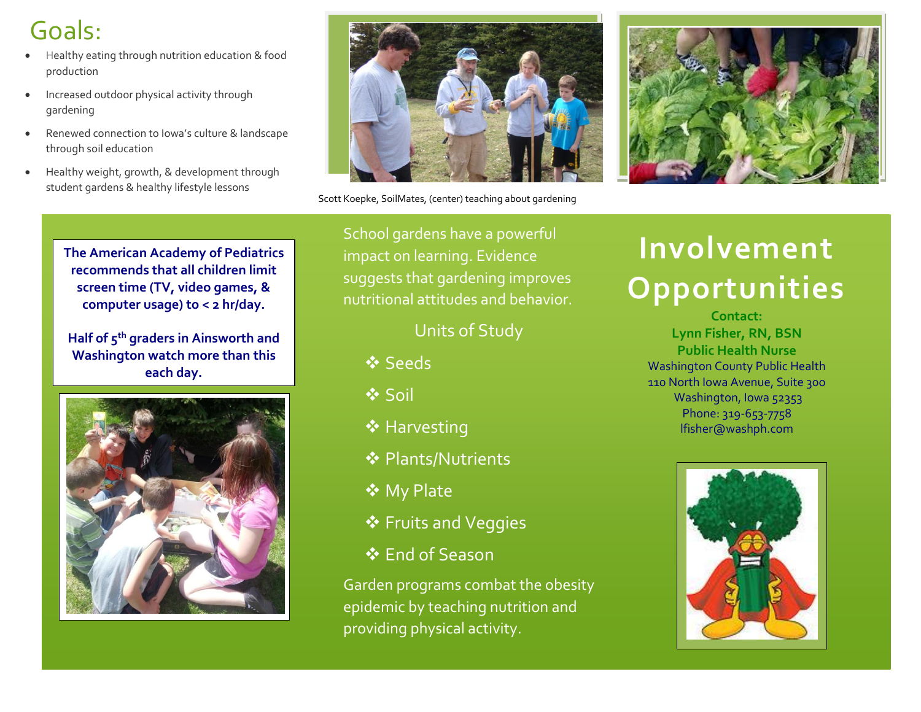## Goals:

- Healthy eating through nutrition education & food production
- Increased outdoor physical activity through gardening
- Renewed connection to Iowa's culture & landscape through soil education
- Healthy weight, growth, & development through student gardens & healthy lifestyle lessons

Scott Koepke, SoilMates, (center) teaching about gardening

**The American Academy of Pediatrics recommends that all children limit screen time (TV, video games, & computer usage) to < 2 hr/day.**

**Half of 5th graders in Ainsworth and Washington watch more than this each day.**

School gardens have a powerful impact on learning. Evidence suggests that gardening improves nutritional attitudes and behavior.

### Units of Study

- ❖ Seeds
- ❖ Soil
- ❖ Harvesting
- ❖ Plants/Nutrients
- ❖ My Plate
- ❖ Fruits and Veggies
- ❖ End of Season

Garden programs combat the obesity epidemic by teaching nutrition and providing physical activity.

# Involvement Opportunities

**Contact:**
**Lynn Fisher, RN, BSN**
**Public Health Nurse**
Washington County Public Health
110 North Iowa Avenue, Suite 300
Washington, Iowa 52353
Phone: 319-653-7758
lfisher@washph.com